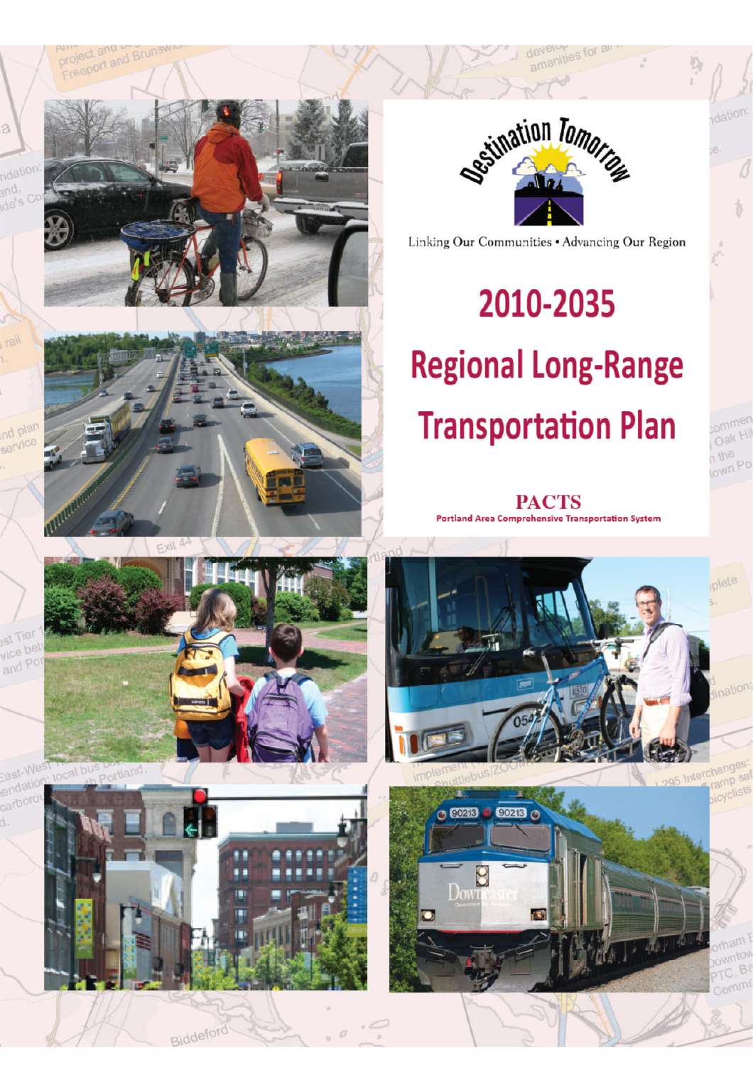Destination Tomorrow

Linking Our Communities • Advancing Our Region

# 2010-2035

# Regional Long-Range Transportation Plan

**PACTS**

**Portland Area Comprehensive Transportation System**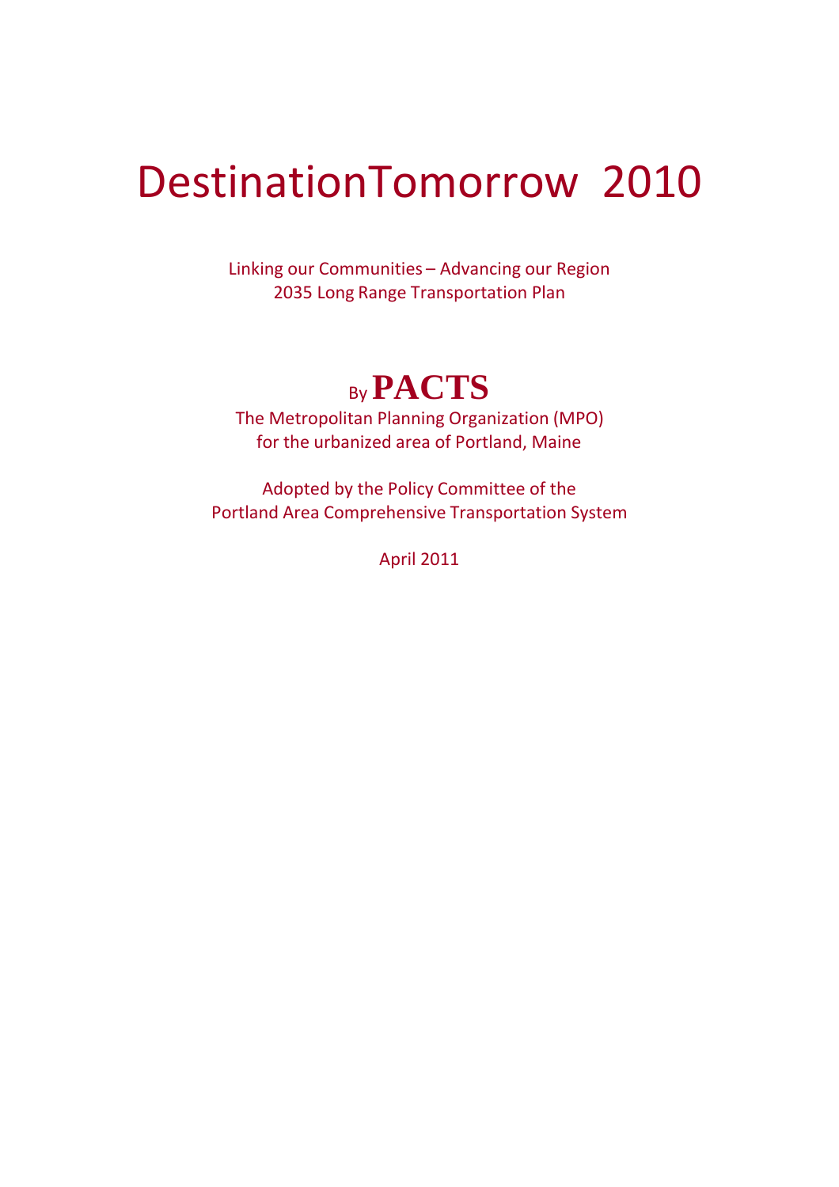# DestinationTomorrow 2010

Linking our Communities – Advancing our Region
2035 Long Range Transportation Plan

By **PACTS**

The Metropolitan Planning Organization (MPO)
for the urbanized area of Portland, Maine

Adopted by the Policy Committee of the
Portland Area Comprehensive Transportation System

April 2011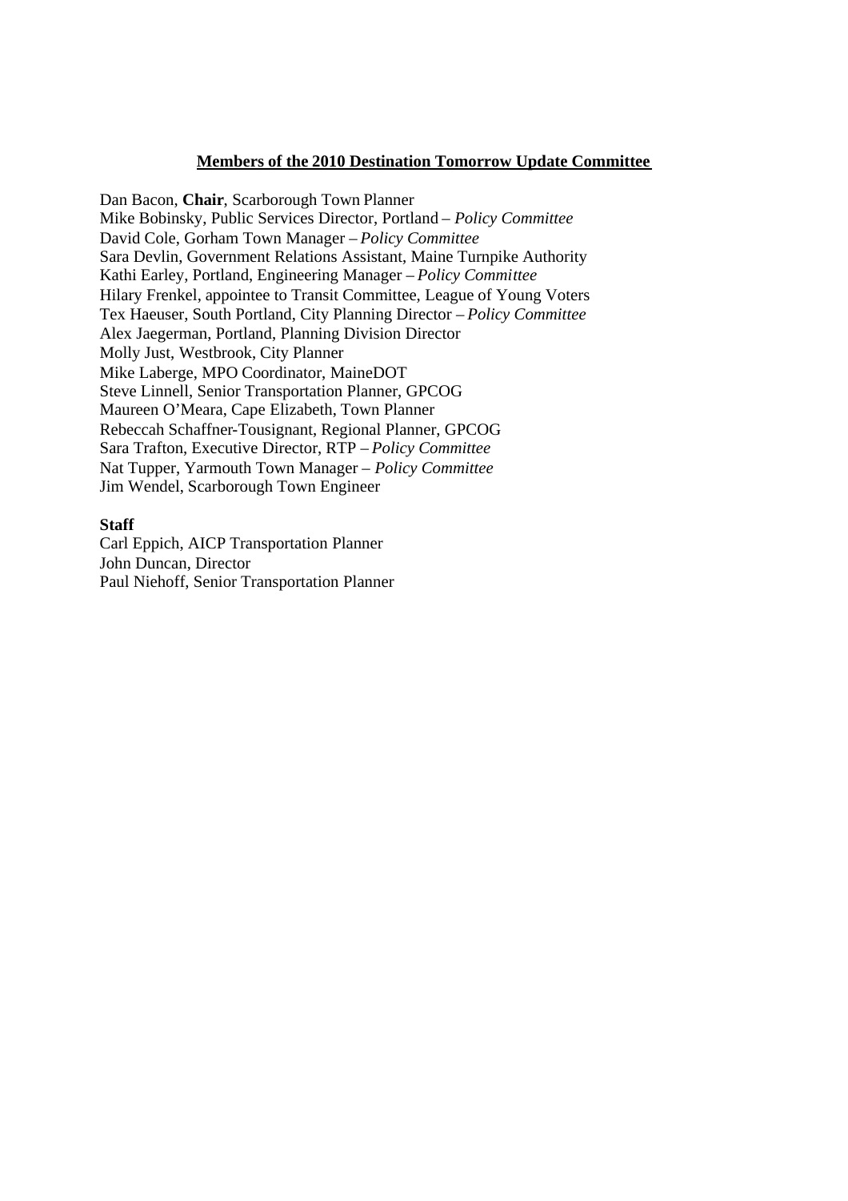## Members of the 2010 Destination Tomorrow Update Committee

Dan Bacon, **Chair**, Scarborough Town Planner
Mike Bobinsky, Public Services Director, Portland – *Policy Committee*
David Cole, Gorham Town Manager – *Policy Committee*
Sara Devlin, Government Relations Assistant, Maine Turnpike Authority
Kathi Earley, Portland, Engineering Manager – *Policy Committee*
Hilary Frenkel, appointee to Transit Committee, League of Young Voters
Tex Haeuser, South Portland, City Planning Director – *Policy Committee*
Alex Jaegerman, Portland, Planning Division Director
Molly Just, Westbrook, City Planner
Mike Laberge, MPO Coordinator, MaineDOT
Steve Linnell, Senior Transportation Planner, GPCOG
Maureen O'Meara, Cape Elizabeth, Town Planner
Rebeccah Schaffner-Tousignant, Regional Planner, GPCOG
Sara Trafton, Executive Director, RTP – *Policy Committee*
Nat Tupper, Yarmouth Town Manager – *Policy Committee*
Jim Wendel, Scarborough Town Engineer

**Staff**

Carl Eppich, AICP Transportation Planner
John Duncan, Director
Paul Niehoff, Senior Transportation Planner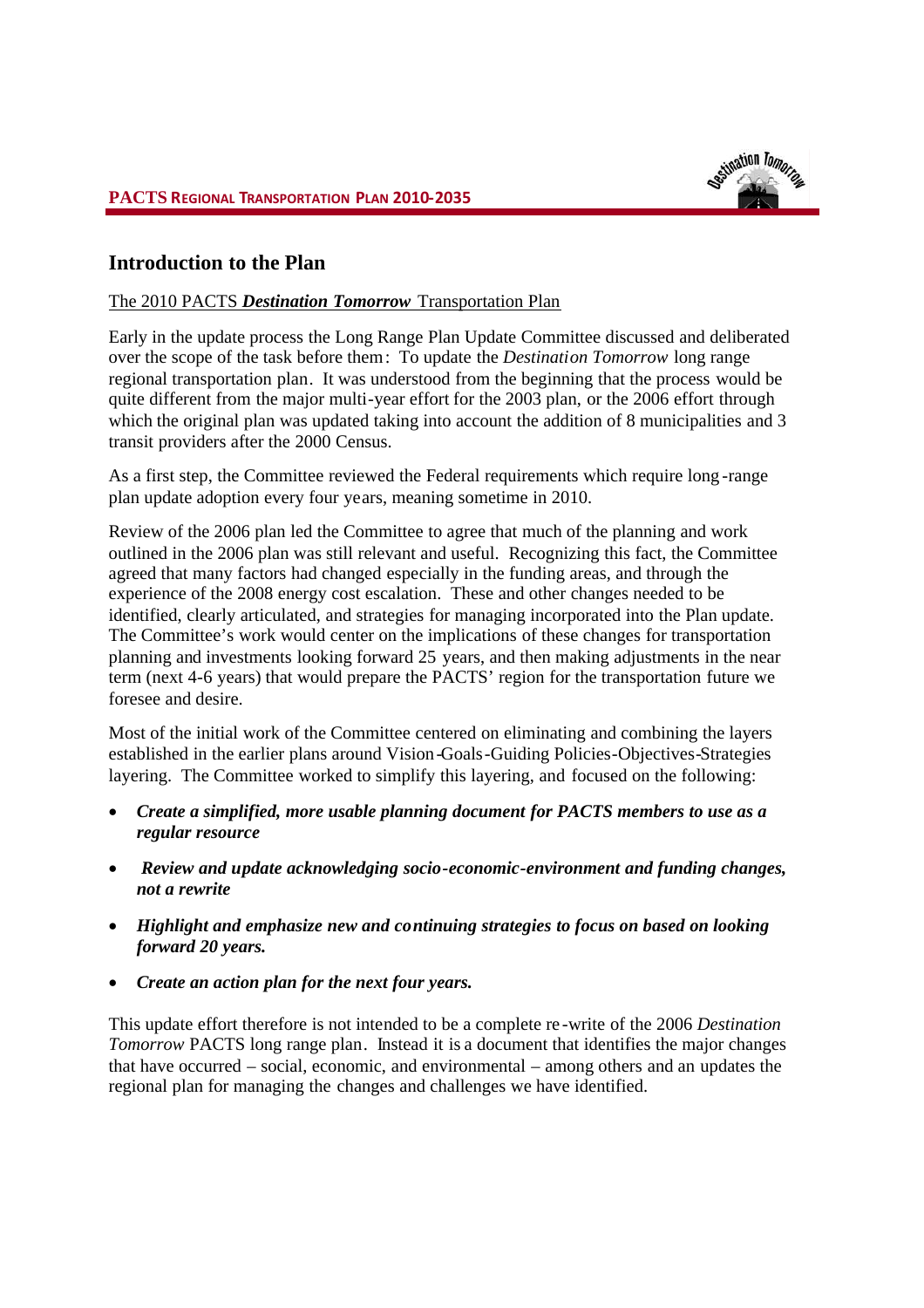## Introduction to the Plan

The 2010 PACTS ***Destination Tomorrow*** Transportation Plan

Early in the update process the Long Range Plan Update Committee discussed and deliberated over the scope of the task before them: To update the *Destination Tomorrow* long range regional transportation plan. It was understood from the beginning that the process would be quite different from the major multi-year effort for the 2003 plan, or the 2006 effort through which the original plan was updated taking into account the addition of 8 municipalities and 3 transit providers after the 2000 Census.

As a first step, the Committee reviewed the Federal requirements which require long-range plan update adoption every four years, meaning sometime in 2010.

Review of the 2006 plan led the Committee to agree that much of the planning and work outlined in the 2006 plan was still relevant and useful. Recognizing this fact, the Committee agreed that many factors had changed especially in the funding areas, and through the experience of the 2008 energy cost escalation. These and other changes needed to be identified, clearly articulated, and strategies for managing incorporated into the Plan update. The Committee's work would center on the implications of these changes for transportation planning and investments looking forward 25 years, and then making adjustments in the near term (next 4-6 years) that would prepare the PACTS' region for the transportation future we foresee and desire.

Most of the initial work of the Committee centered on eliminating and combining the layers established in the earlier plans around Vision-Goals-Guiding Policies-Objectives-Strategies layering. The Committee worked to simplify this layering, and focused on the following:

- ***Create a simplified, more usable planning document for PACTS members to use as a regular resource***
- ***Review and update acknowledging socio-economic-environment and funding changes, not a rewrite***
- ***Highlight and emphasize new and continuing strategies to focus on based on looking forward 20 years.***
- ***Create an action plan for the next four years.***

This update effort therefore is not intended to be a complete re-write of the 2006 *Destination Tomorrow* PACTS long range plan. Instead it is a document that identifies the major changes that have occurred – social, economic, and environmental – among others and an updates the regional plan for managing the changes and challenges we have identified.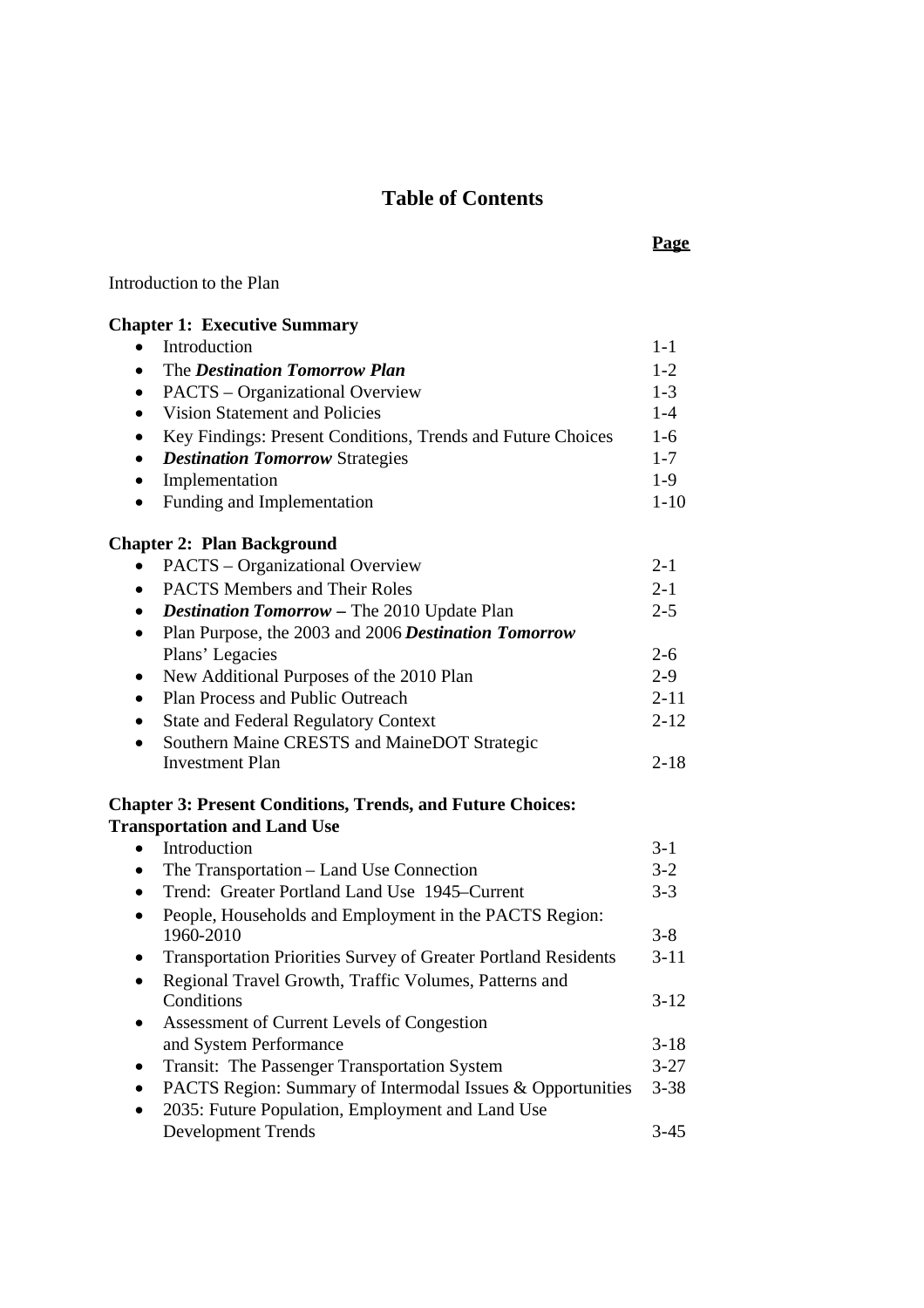# Table of Contents

| | Page |
|---|---|
| Introduction to the Plan | |
| **Chapter 1: Executive Summary** | |
| • Introduction | 1-1 |
| • The ***Destination Tomorrow Plan*** | 1-2 |
| • PACTS – Organizational Overview | 1-3 |
| • Vision Statement and Policies | 1-4 |
| • Key Findings: Present Conditions, Trends and Future Choices | 1-6 |
| • ***Destination Tomorrow*** Strategies | 1-7 |
| • Implementation | 1-9 |
| • Funding and Implementation | 1-10 |
| **Chapter 2: Plan Background** | |
| • PACTS – Organizational Overview | 2-1 |
| • PACTS Members and Their Roles | 2-1 |
| • ***Destination Tomorrow –*** The 2010 Update Plan | 2-5 |
| • Plan Purpose, the 2003 and 2006 ***Destination Tomorrow*** Plans' Legacies | 2-6 |
| • New Additional Purposes of the 2010 Plan | 2-9 |
| • Plan Process and Public Outreach | 2-11 |
| • State and Federal Regulatory Context | 2-12 |
| • Southern Maine CRESTS and MaineDOT Strategic Investment Plan | 2-18 |
| **Chapter 3: Present Conditions, Trends, and Future Choices: Transportation and Land Use** | |
| • Introduction | 3-1 |
| • The Transportation – Land Use Connection | 3-2 |
| • Trend: Greater Portland Land Use 1945–Current | 3-3 |
| • People, Households and Employment in the PACTS Region: 1960-2010 | 3-8 |
| • Transportation Priorities Survey of Greater Portland Residents | 3-11 |
| • Regional Travel Growth, Traffic Volumes, Patterns and Conditions | 3-12 |
| • Assessment of Current Levels of Congestion and System Performance | 3-18 |
| • Transit: The Passenger Transportation System | 3-27 |
| • PACTS Region: Summary of Intermodal Issues & Opportunities | 3-38 |
| • 2035: Future Population, Employment and Land Use Development Trends | 3-45 |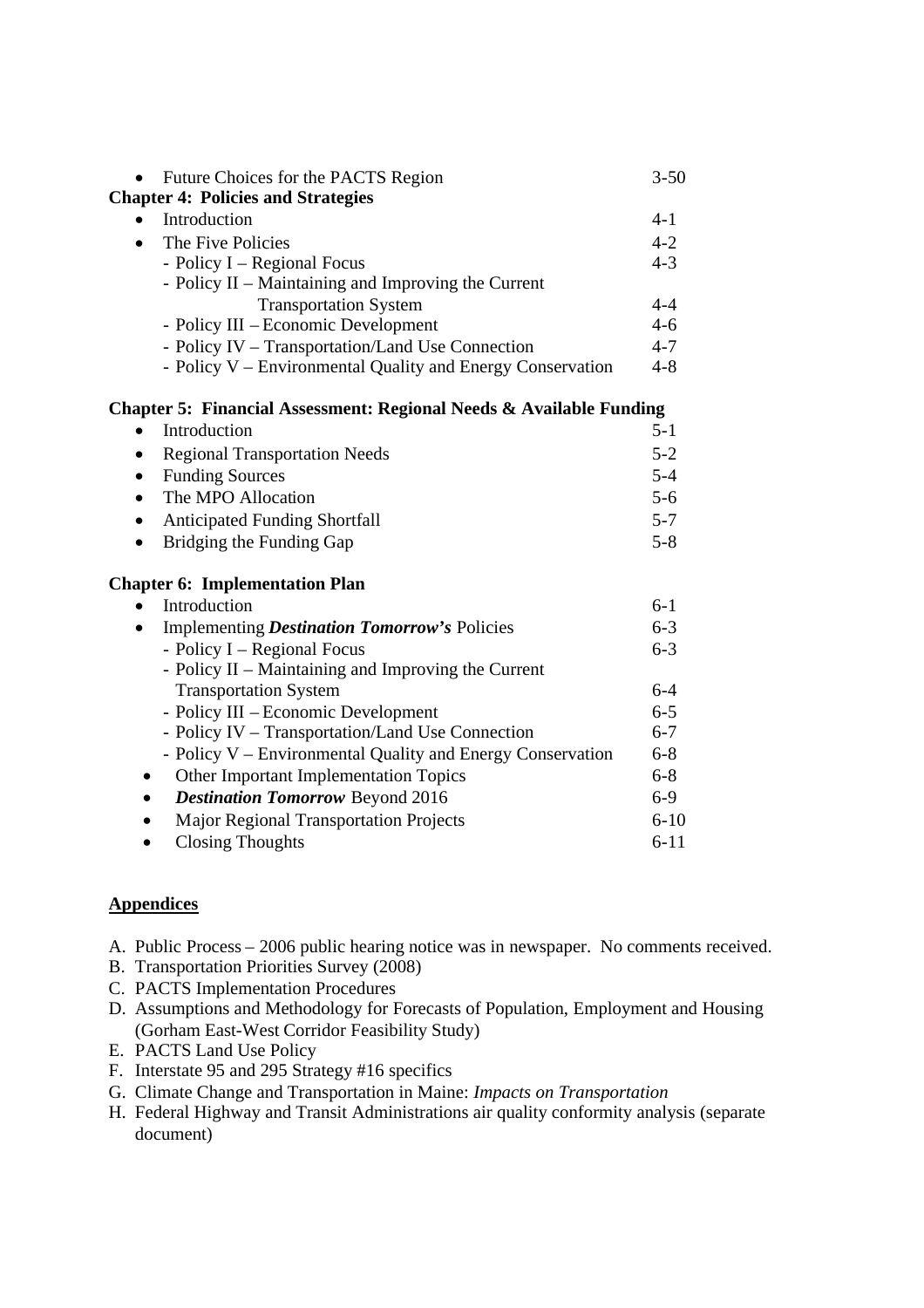- Future Choices for the PACTS Region 3-50

**Chapter 4: Policies and Strategies**

- Introduction 4-1
- The Five Policies 4-2
  - Policy I – Regional Focus 4-3
  - Policy II – Maintaining and Improving the Current Transportation System 4-4
  - Policy III – Economic Development 4-6
  - Policy IV – Transportation/Land Use Connection 4-7
  - Policy V – Environmental Quality and Energy Conservation 4-8

**Chapter 5: Financial Assessment: Regional Needs & Available Funding**

- Introduction 5-1
- Regional Transportation Needs 5-2
- Funding Sources 5-4
- The MPO Allocation 5-6
- Anticipated Funding Shortfall 5-7
- Bridging the Funding Gap 5-8

**Chapter 6: Implementation Plan**

- Introduction 6-1
- Implementing ***Destination Tomorrow's*** Policies 6-3
  - Policy I – Regional Focus 6-3
  - Policy II – Maintaining and Improving the Current Transportation System 6-4
  - Policy III – Economic Development 6-5
  - Policy IV – Transportation/Land Use Connection 6-7
  - Policy V – Environmental Quality and Energy Conservation 6-8
- Other Important Implementation Topics 6-8
- ***Destination Tomorrow*** Beyond 2016 6-9
- Major Regional Transportation Projects 6-10
- Closing Thoughts 6-11

**Appendices**

A. Public Process – 2006 public hearing notice was in newspaper. No comments received.
B. Transportation Priorities Survey (2008)
C. PACTS Implementation Procedures
D. Assumptions and Methodology for Forecasts of Population, Employment and Housing (Gorham East-West Corridor Feasibility Study)
E. PACTS Land Use Policy
F. Interstate 95 and 295 Strategy #16 specifics
G. Climate Change and Transportation in Maine: *Impacts on Transportation*
H. Federal Highway and Transit Administrations air quality conformity analysis (separate document)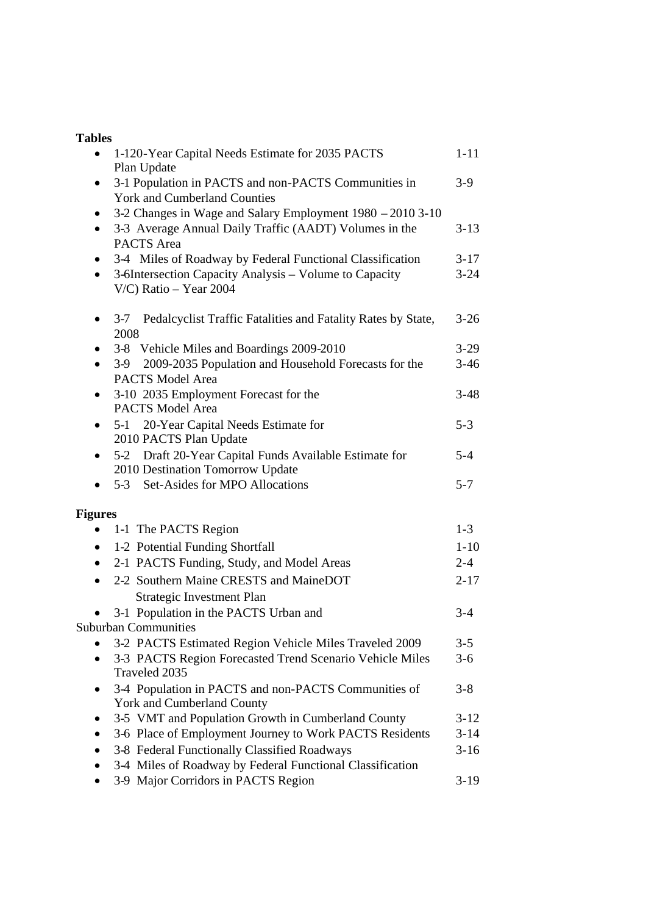**Tables**

- 1-120-Year Capital Needs Estimate for 2035 PACTS Plan Update 1-11
- 3-1 Population in PACTS and non-PACTS Communities in York and Cumberland Counties 3-9
- 3-2 Changes in Wage and Salary Employment 1980 – 2010 3-10
- 3-3 Average Annual Daily Traffic (AADT) Volumes in the PACTS Area 3-13
- 3-4 Miles of Roadway by Federal Functional Classification 3-17
- 3-6Intersection Capacity Analysis – Volume to Capacity V/C) Ratio – Year 2004 3-24
- 3-7 Pedalcyclist Traffic Fatalities and Fatality Rates by State, 2008 3-26
- 3-8 Vehicle Miles and Boardings 2009-2010 3-29
- 3-9 2009-2035 Population and Household Forecasts for the PACTS Model Area 3-46
- 3-10 2035 Employment Forecast for the PACTS Model Area 3-48
- 5-1 20-Year Capital Needs Estimate for 2010 PACTS Plan Update 5-3
- 5-2 Draft 20-Year Capital Funds Available Estimate for 2010 Destination Tomorrow Update 5-4
- 5-3 Set-Asides for MPO Allocations 5-7

**Figures**

- 1-1 The PACTS Region 1-3
- 1-2 Potential Funding Shortfall 1-10
- 2-1 PACTS Funding, Study, and Model Areas 2-4
- 2-2 Southern Maine CRESTS and MaineDOT Strategic Investment Plan 2-17
- 3-1 Population in the PACTS Urban and Suburban Communities 3-4
- 3-2 PACTS Estimated Region Vehicle Miles Traveled 2009 3-5
- 3-3 PACTS Region Forecasted Trend Scenario Vehicle Miles Traveled 2035 3-6
- 3-4 Population in PACTS and non-PACTS Communities of York and Cumberland County 3-8
- 3-5 VMT and Population Growth in Cumberland County 3-12
- 3-6 Place of Employment Journey to Work PACTS Residents 3-14
- 3-8 Federal Functionally Classified Roadways 3-16
- 3-4 Miles of Roadway by Federal Functional Classification
- 3-9 Major Corridors in PACTS Region 3-19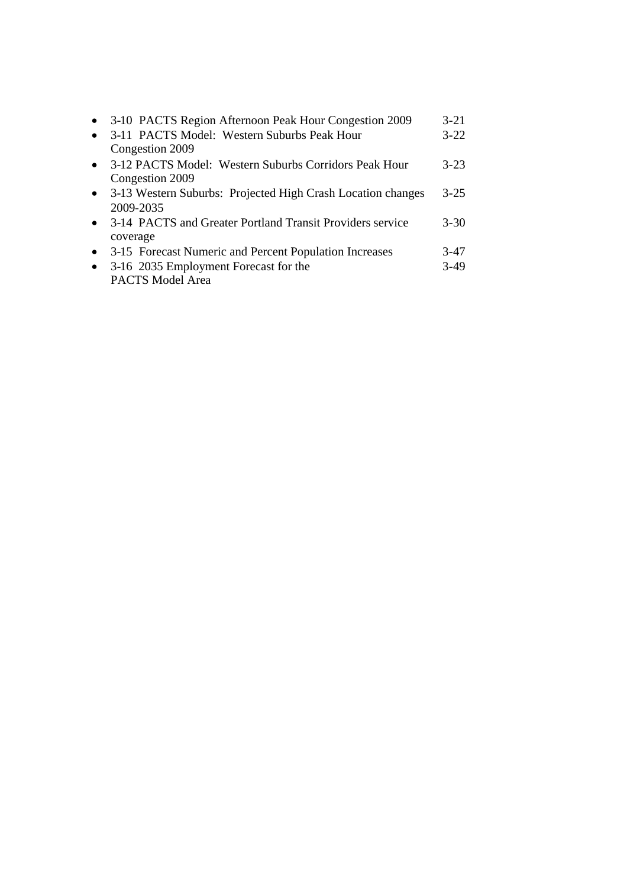- 3-10 PACTS Region Afternoon Peak Hour Congestion 2009 3-21
- 3-11 PACTS Model: Western Suburbs Peak Hour Congestion 2009 3-22
- 3-12 PACTS Model: Western Suburbs Corridors Peak Hour Congestion 2009 3-23
- 3-13 Western Suburbs: Projected High Crash Location changes 2009-2035 3-25
- 3-14 PACTS and Greater Portland Transit Providers service coverage 3-30
- 3-15 Forecast Numeric and Percent Population Increases 3-47
- 3-16 2035 Employment Forecast for the PACTS Model Area 3-49